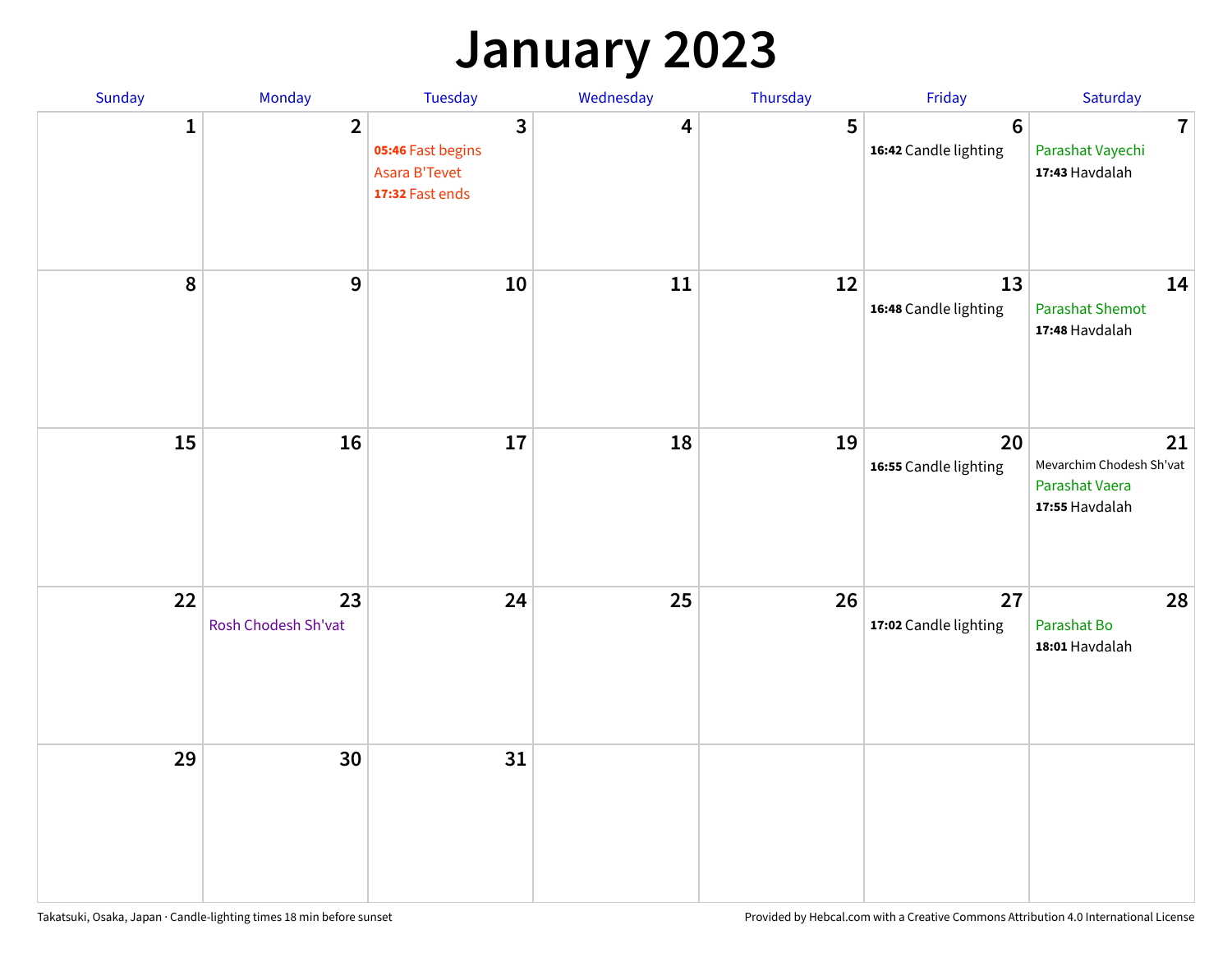# January 2023

| Sunday | Monday | Tuesday | Wednesday | Thursday | Friday | Saturday |
|---|---|---|---|---|---|---|
| 1 | 2 | 3<br>**05:46** Fast begins<br>Asara B'Tevet<br>**17:32** Fast ends | 4 | 5 | 6<br>**16:42** Candle lighting | 7<br>Parashat Vayechi<br>**17:43** Havdalah |
| 8 | 9 | 10 | 11 | 12 | 13<br>**16:48** Candle lighting | 14<br>Parashat Shemot<br>**17:48** Havdalah |
| 15 | 16 | 17 | 18 | 19 | 20<br>**16:55** Candle lighting | 21<br>Mevarchim Chodesh Sh'vat<br>Parashat Vaera<br>**17:55** Havdalah |
| 22 | 23<br>Rosh Chodesh Sh'vat | 24 | 25 | 26 | 27<br>**17:02** Candle lighting | 28<br>Parashat Bo<br>**18:01** Havdalah |
| 29 | 30 | 31 | | | | |

Takatsuki, Osaka, Japan · Candle-lighting times 18 min before sunset

Provided by Hebcal.com with a Creative Commons Attribution 4.0 International License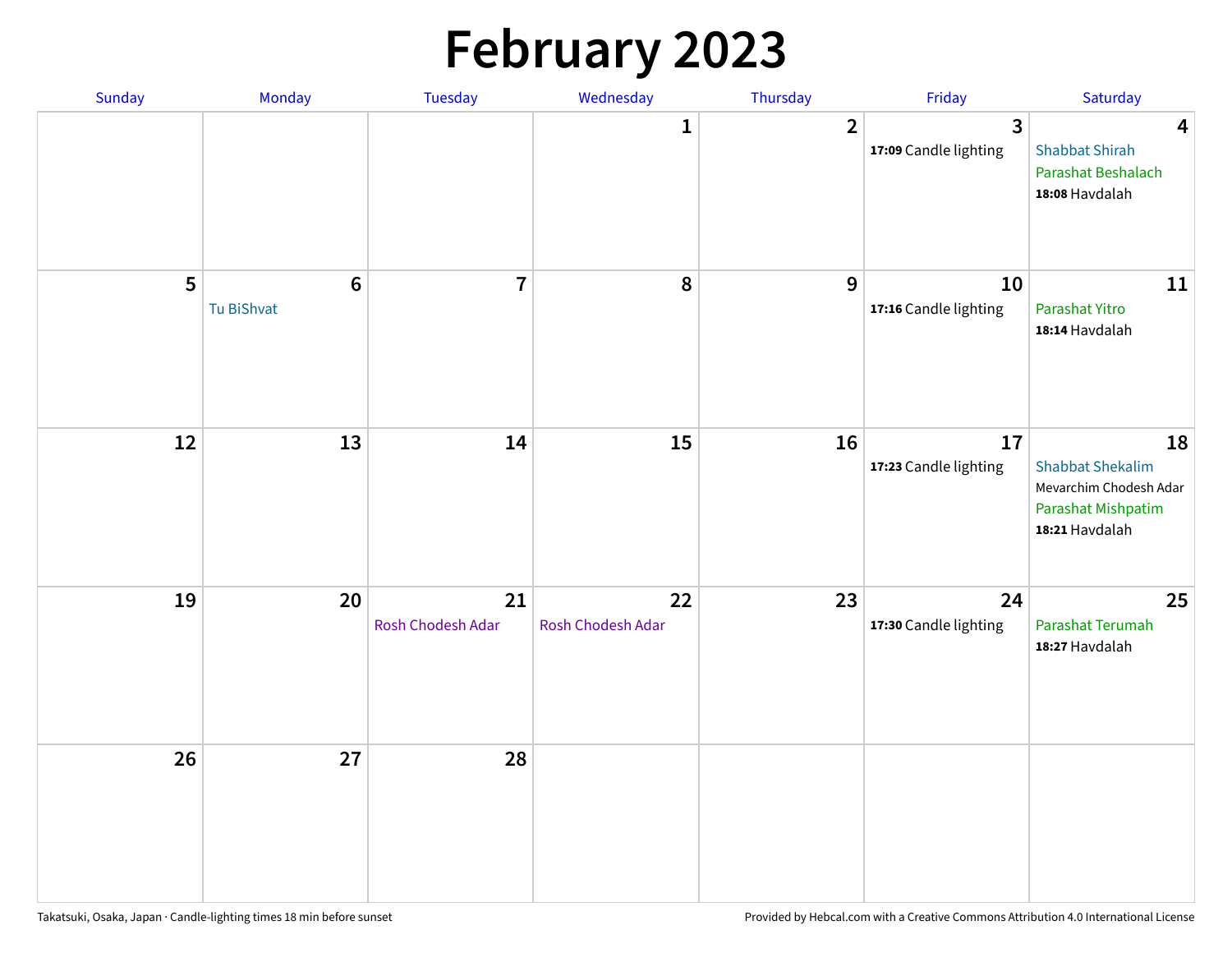# February 2023

| Sunday | Monday | Tuesday | Wednesday | Thursday | Friday | Saturday |
|---|---|---|---|---|---|---|
| | | | 1 | 2 | 3<br>**17:09** Candle lighting | 4<br>Shabbat Shirah<br>Parashat Beshalach<br>**18:08** Havdalah |
| 5 | 6<br>Tu BiShvat | 7 | 8 | 9 | 10<br>**17:16** Candle lighting | 11<br>Parashat Yitro<br>**18:14** Havdalah |
| 12 | 13 | 14 | 15 | 16 | 17<br>**17:23** Candle lighting | 18<br>Shabbat Shekalim<br>Mevarchim Chodesh Adar<br>Parashat Mishpatim<br>**18:21** Havdalah |
| 19 | 20 | 21<br>Rosh Chodesh Adar | 22<br>Rosh Chodesh Adar | 23 | 24<br>**17:30** Candle lighting | 25<br>Parashat Terumah<br>**18:27** Havdalah |
| 26 | 27 | 28 | | | | |

Takatsuki, Osaka, Japan · Candle-lighting times 18 min before sunset

Provided by Hebcal.com with a Creative Commons Attribution 4.0 International License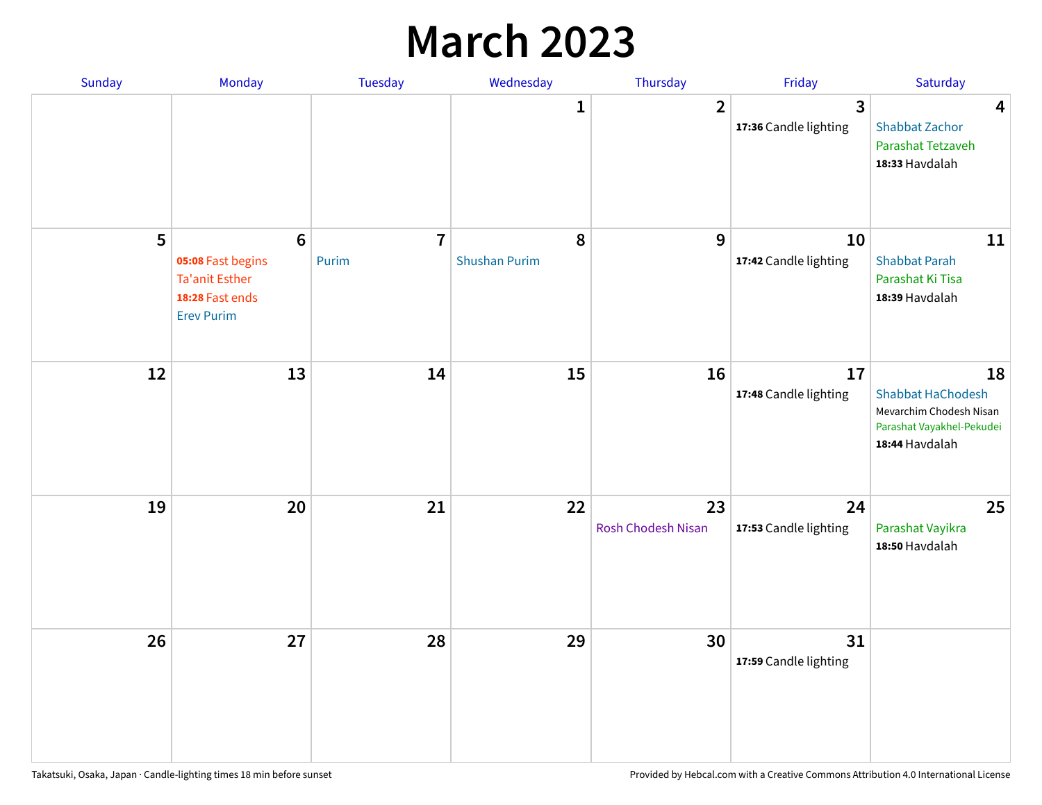# March 2023

| Sunday | Monday | Tuesday | Wednesday | Thursday | Friday | Saturday |
|---|---|---|---|---|---|---|
| | | | 1 | 2 | 3<br>**17:36** Candle lighting | 4<br>Shabbat Zachor<br>Parashat Tetzaveh<br>**18:33** Havdalah |
| 5 | 6<br>**05:08** Fast begins<br>Ta'anit Esther<br>**18:28** Fast ends<br>Erev Purim | 7<br>Purim | 8<br>Shushan Purim | 9 | 10<br>**17:42** Candle lighting | 11<br>Shabbat Parah<br>Parashat Ki Tisa<br>**18:39** Havdalah |
| 12 | 13 | 14 | 15 | 16 | 17<br>**17:48** Candle lighting | 18<br>Shabbat HaChodesh<br>Mevarchim Chodesh Nisan<br>Parashat Vayakhel-Pekudei<br>**18:44** Havdalah |
| 19 | 20 | 21 | 22 | 23<br>Rosh Chodesh Nisan | 24<br>**17:53** Candle lighting | 25<br>Parashat Vayikra<br>**18:50** Havdalah |
| 26 | 27 | 28 | 29 | 30 | 31<br>**17:59** Candle lighting | |

Takatsuki, Osaka, Japan · Candle-lighting times 18 min before sunset

Provided by Hebcal.com with a Creative Commons Attribution 4.0 International License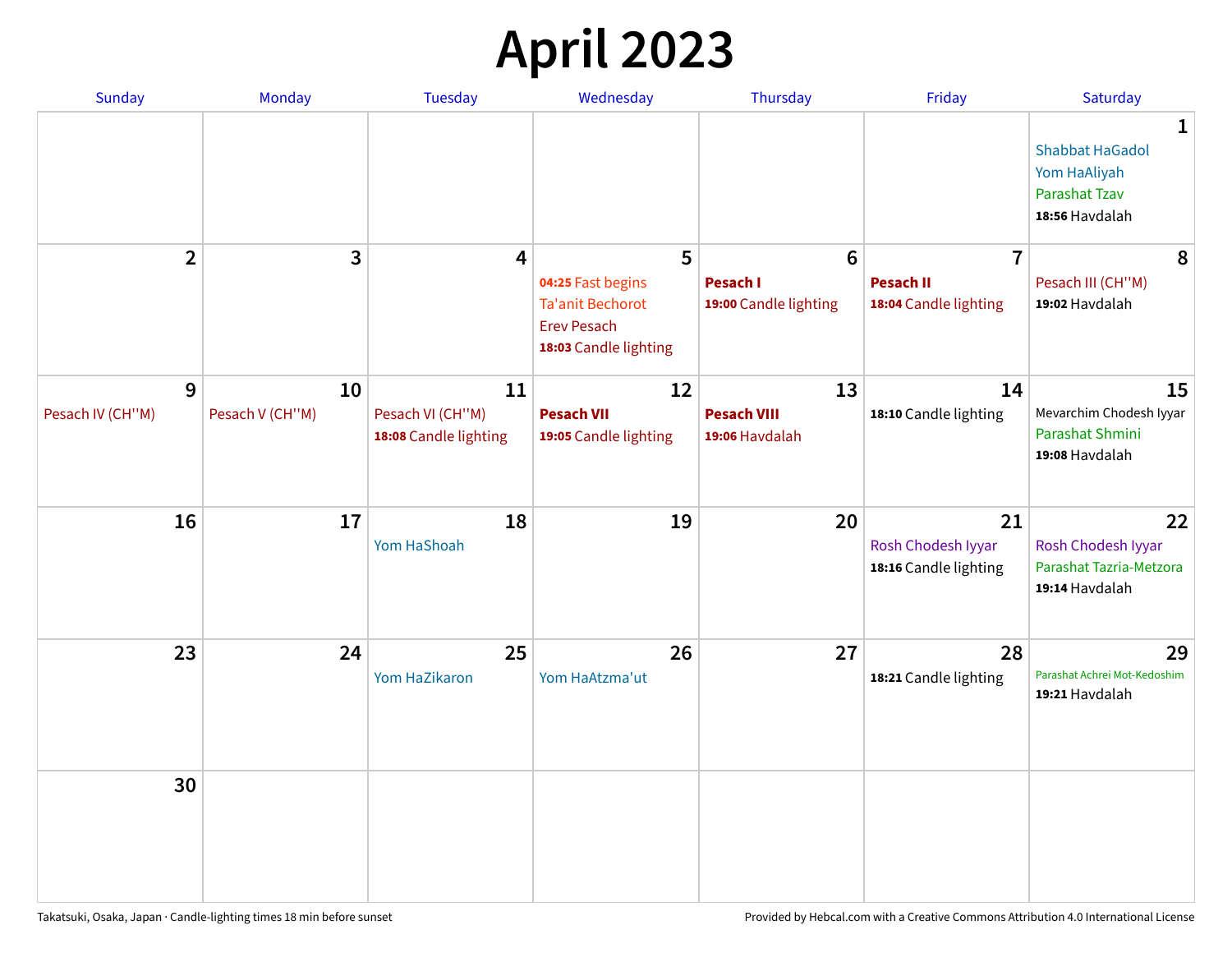# April 2023

| Sunday | Monday | Tuesday | Wednesday | Thursday | Friday | Saturday |
|---|---|---|---|---|---|---|
| | | | | | | **1**<br>Shabbat HaGadol<br>Yom HaAliyah<br>Parashat Tzav<br>**18:56** Havdalah |
| **2** | **3** | **4** | **5**<br>**04:25** Fast begins<br>Ta'anit Bechorot<br>Erev Pesach<br>**18:03** Candle lighting | **6**<br>**Pesach I**<br>**19:00** Candle lighting | **7**<br>**Pesach II**<br>**18:04** Candle lighting | **8**<br>Pesach III (CH''M)<br>**19:02** Havdalah |
| **9**<br>Pesach IV (CH''M) | **10**<br>Pesach V (CH''M) | **11**<br>Pesach VI (CH''M)<br>**18:08** Candle lighting | **12**<br>**Pesach VII**<br>**19:05** Candle lighting | **13**<br>**Pesach VIII**<br>**19:06** Havdalah | **14**<br>**18:10** Candle lighting | **15**<br>Mevarchim Chodesh Iyyar<br>Parashat Shmini<br>**19:08** Havdalah |
| **16** | **17** | **18**<br>Yom HaShoah | **19** | **20** | **21**<br>Rosh Chodesh Iyyar<br>**18:16** Candle lighting | **22**<br>Rosh Chodesh Iyyar<br>Parashat Tazria-Metzora<br>**19:14** Havdalah |
| **23** | **24** | **25**<br>Yom HaZikaron | **26**<br>Yom HaAtzma'ut | **27** | **28**<br>**18:21** Candle lighting | **29**<br>Parashat Achrei Mot-Kedoshim<br>**19:21** Havdalah |
| **30** | | | | | | |

Takatsuki, Osaka, Japan · Candle-lighting times 18 min before sunset

Provided by Hebcal.com with a Creative Commons Attribution 4.0 International License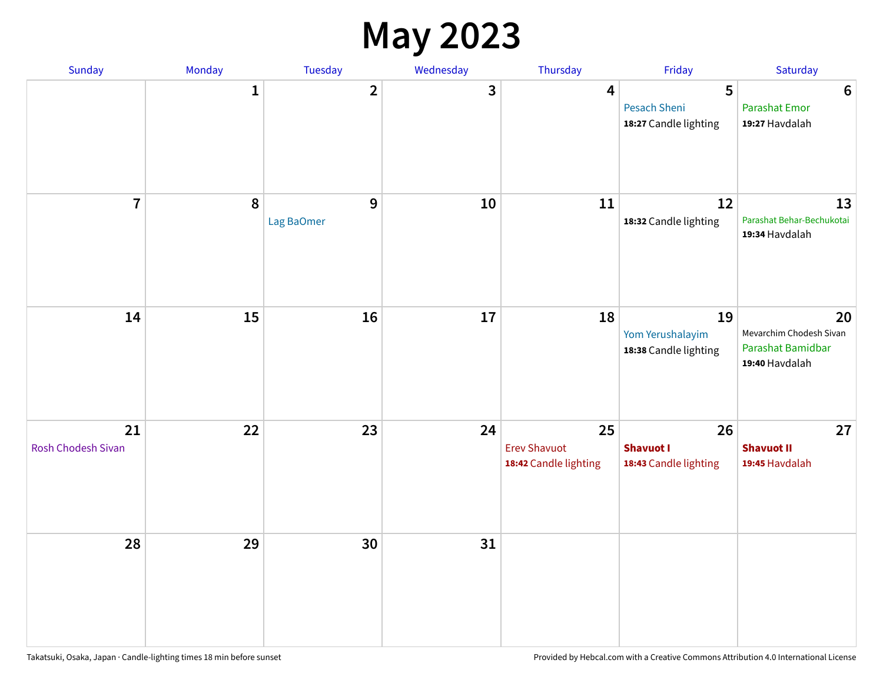# May 2023

| Sunday | Monday | Tuesday | Wednesday | Thursday | Friday | Saturday |
|---|---|---|---|---|---|---|
| | 1 | 2 | 3 | 4 | 5<br>Pesach Sheni<br>**18:27** Candle lighting | 6<br>Parashat Emor<br>**19:27** Havdalah |
| 7 | 8 | 9<br>Lag BaOmer | 10 | 11 | 12<br>**18:32** Candle lighting | 13<br>Parashat Behar-Bechukotai<br>**19:34** Havdalah |
| 14 | 15 | 16 | 17 | 18 | 19<br>Yom Yerushalayim<br>**18:38** Candle lighting | 20<br>Mevarchim Chodesh Sivan<br>Parashat Bamidbar<br>**19:40** Havdalah |
| 21<br>Rosh Chodesh Sivan | 22 | 23 | 24 | 25<br>Erev Shavuot<br>**18:42** Candle lighting | 26<br>**Shavuot I**<br>**18:43** Candle lighting | 27<br>**Shavuot II**<br>**19:45** Havdalah |
| 28 | 29 | 30 | 31 | | | |

Takatsuki, Osaka, Japan · Candle-lighting times 18 min before sunset

Provided by Hebcal.com with a Creative Commons Attribution 4.0 International License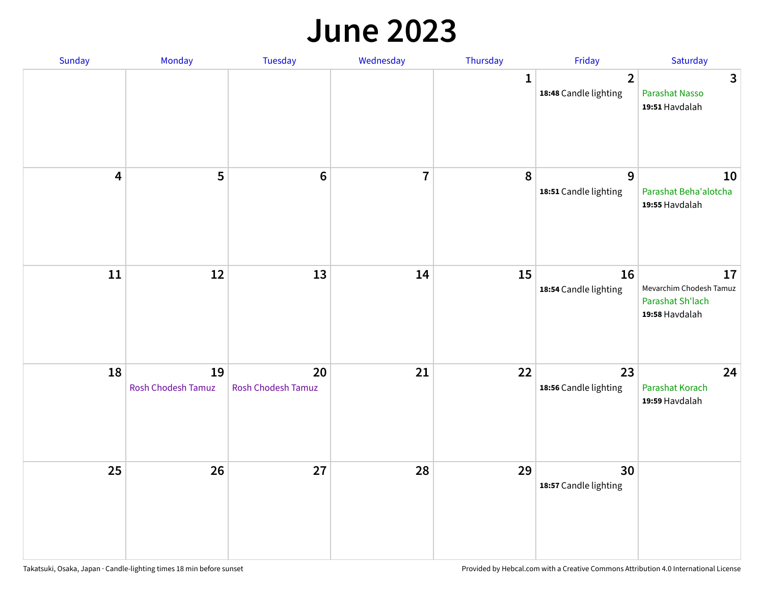# June 2023

| Sunday | Monday | Tuesday | Wednesday | Thursday | Friday | Saturday |
|---|---|---|---|---|---|---|
| | | | | 1 | 2<br>**18:48** Candle lighting | 3<br>Parashat Nasso<br>**19:51** Havdalah |
| 4 | 5 | 6 | 7 | 8 | 9<br>**18:51** Candle lighting | 10<br>Parashat Beha'alotcha<br>**19:55** Havdalah |
| 11 | 12 | 13 | 14 | 15 | 16<br>**18:54** Candle lighting | 17<br>Mevarchim Chodesh Tamuz<br>Parashat Sh'lach<br>**19:58** Havdalah |
| 18 | 19<br>Rosh Chodesh Tamuz | 20<br>Rosh Chodesh Tamuz | 21 | 22 | 23<br>**18:56** Candle lighting | 24<br>Parashat Korach<br>**19:59** Havdalah |
| 25 | 26 | 27 | 28 | 29 | 30<br>**18:57** Candle lighting | |

Takatsuki, Osaka, Japan · Candle-lighting times 18 min before sunset

Provided by Hebcal.com with a Creative Commons Attribution 4.0 International License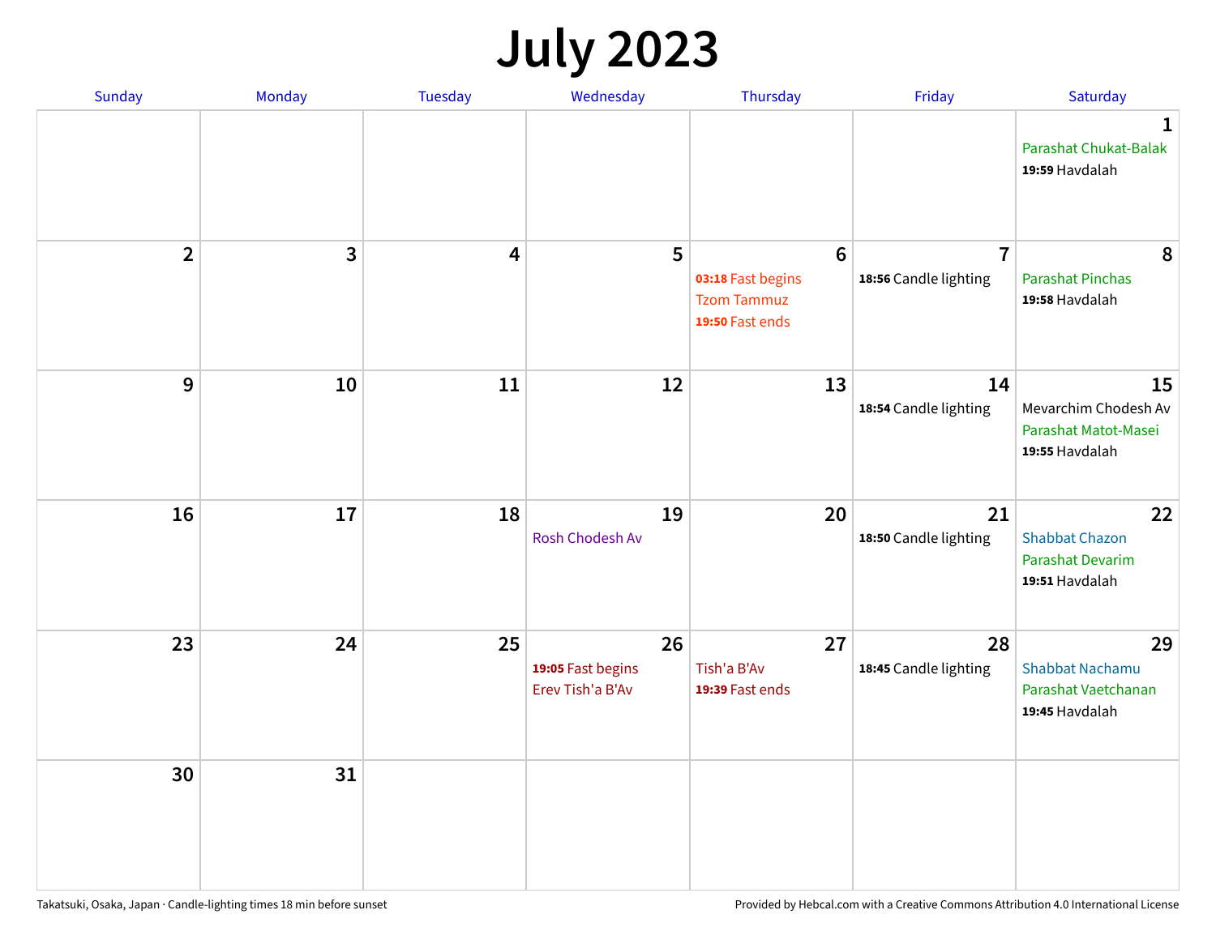# July 2023

| Sunday | Monday | Tuesday | Wednesday | Thursday | Friday | Saturday |
|---|---|---|---|---|---|---|
| | | | | | | 1 Parashat Chukat-Balak **19:59** Havdalah |
| 2 | 3 | 4 | 5 | 6 **03:18** Fast begins Tzom Tammuz **19:50** Fast ends | 7 **18:56** Candle lighting | 8 Parashat Pinchas **19:58** Havdalah |
| 9 | 10 | 11 | 12 | 13 | 14 **18:54** Candle lighting | 15 Mevarchim Chodesh Av Parashat Matot-Masei **19:55** Havdalah |
| 16 | 17 | 18 | 19 Rosh Chodesh Av | 20 | 21 **18:50** Candle lighting | 22 Shabbat Chazon Parashat Devarim **19:51** Havdalah |
| 23 | 24 | 25 | 26 **19:05** Fast begins Erev Tish'a B'Av | 27 Tish'a B'Av **19:39** Fast ends | 28 **18:45** Candle lighting | 29 Shabbat Nachamu Parashat Vaetchanan **19:45** Havdalah |
| 30 | 31 | | | | | |

Takatsuki, Osaka, Japan · Candle-lighting times 18 min before sunset

Provided by Hebcal.com with a Creative Commons Attribution 4.0 International License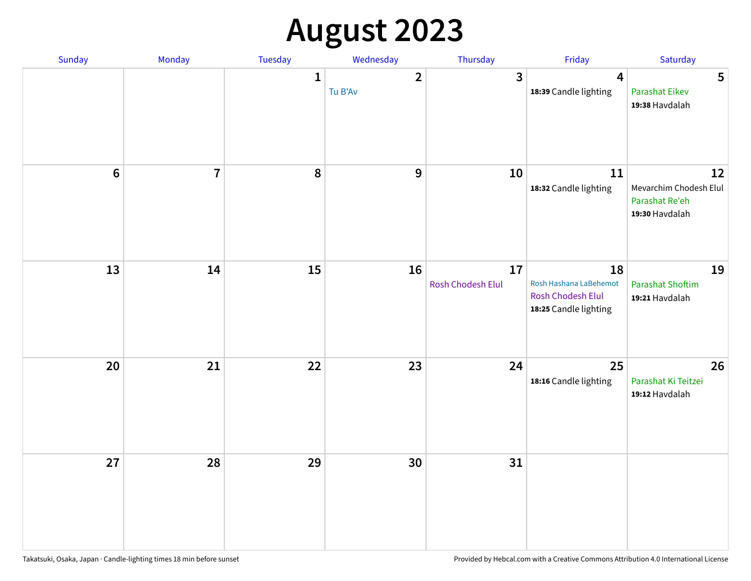# August 2023

| Sunday | Monday | Tuesday | Wednesday | Thursday | Friday | Saturday |
|---|---|---|---|---|---|---|
| | | 1 | 2<br>Tu B'Av | 3 | 4<br>**18:39** Candle lighting | 5<br>Parashat Eikev<br>**19:38** Havdalah |
| 6 | 7 | 8 | 9 | 10 | 11<br>**18:32** Candle lighting | 12<br>Mevarchim Chodesh Elul<br>Parashat Re'eh<br>**19:30** Havdalah |
| 13 | 14 | 15 | 16 | 17<br>Rosh Chodesh Elul | 18<br>Rosh Hashana LaBehemot<br>Rosh Chodesh Elul<br>**18:25** Candle lighting | 19<br>Parashat Shoftim<br>**19:21** Havdalah |
| 20 | 21 | 22 | 23 | 24 | 25<br>**18:16** Candle lighting | 26<br>Parashat Ki Teitzei<br>**19:12** Havdalah |
| 27 | 28 | 29 | 30 | 31 | | |

Takatsuki, Osaka, Japan · Candle-lighting times 18 min before sunset

Provided by Hebcal.com with a Creative Commons Attribution 4.0 International License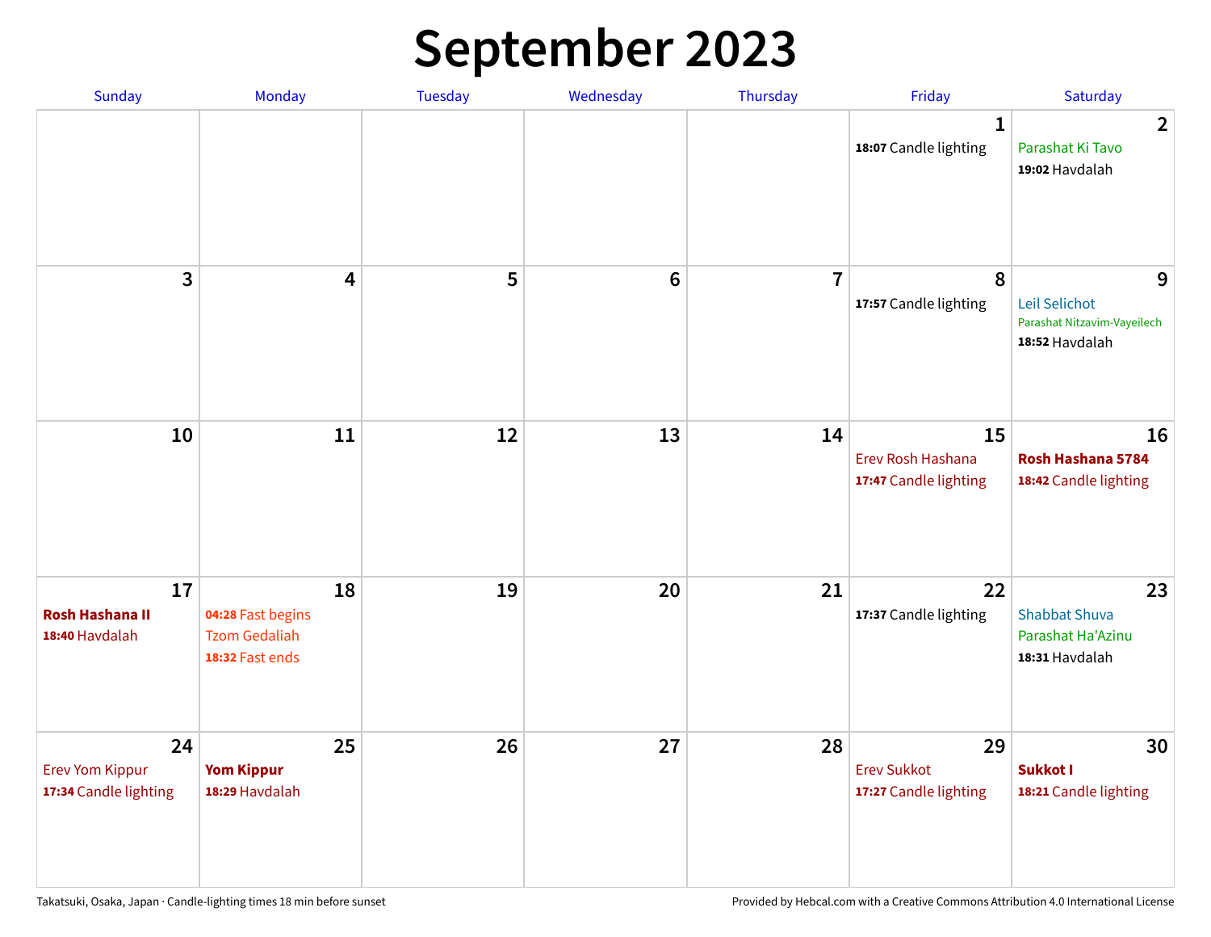# September 2023

| Sunday | Monday | Tuesday | Wednesday | Thursday | Friday | Saturday |
|---|---|---|---|---|---|---|
| | | | | | **1**<br>**18:07** Candle lighting | **2**<br>Parashat Ki Tavo<br>**19:02** Havdalah |
| **3** | **4** | **5** | **6** | **7** | **8**<br>**17:57** Candle lighting | **9**<br>Leil Selichot<br>Parashat Nitzavim-Vayeilech<br>**18:52** Havdalah |
| **10** | **11** | **12** | **13** | **14** | **15**<br>Erev Rosh Hashana<br>**17:47** Candle lighting | **16**<br>**Rosh Hashana 5784**<br>**18:42** Candle lighting |
| **17**<br>**Rosh Hashana II**<br>**18:40** Havdalah | **18**<br>**04:28** Fast begins<br>Tzom Gedaliah<br>**18:32** Fast ends | **19** | **20** | **21** | **22**<br>**17:37** Candle lighting | **23**<br>Shabbat Shuva<br>Parashat Ha'Azinu<br>**18:31** Havdalah |
| **24**<br>Erev Yom Kippur<br>**17:34** Candle lighting | **25**<br>**Yom Kippur**<br>**18:29** Havdalah | **26** | **27** | **28** | **29**<br>Erev Sukkot<br>**17:27** Candle lighting | **30**<br>**Sukkot I**<br>**18:21** Candle lighting |

Takatsuki, Osaka, Japan · Candle-lighting times 18 min before sunset

Provided by Hebcal.com with a Creative Commons Attribution 4.0 International License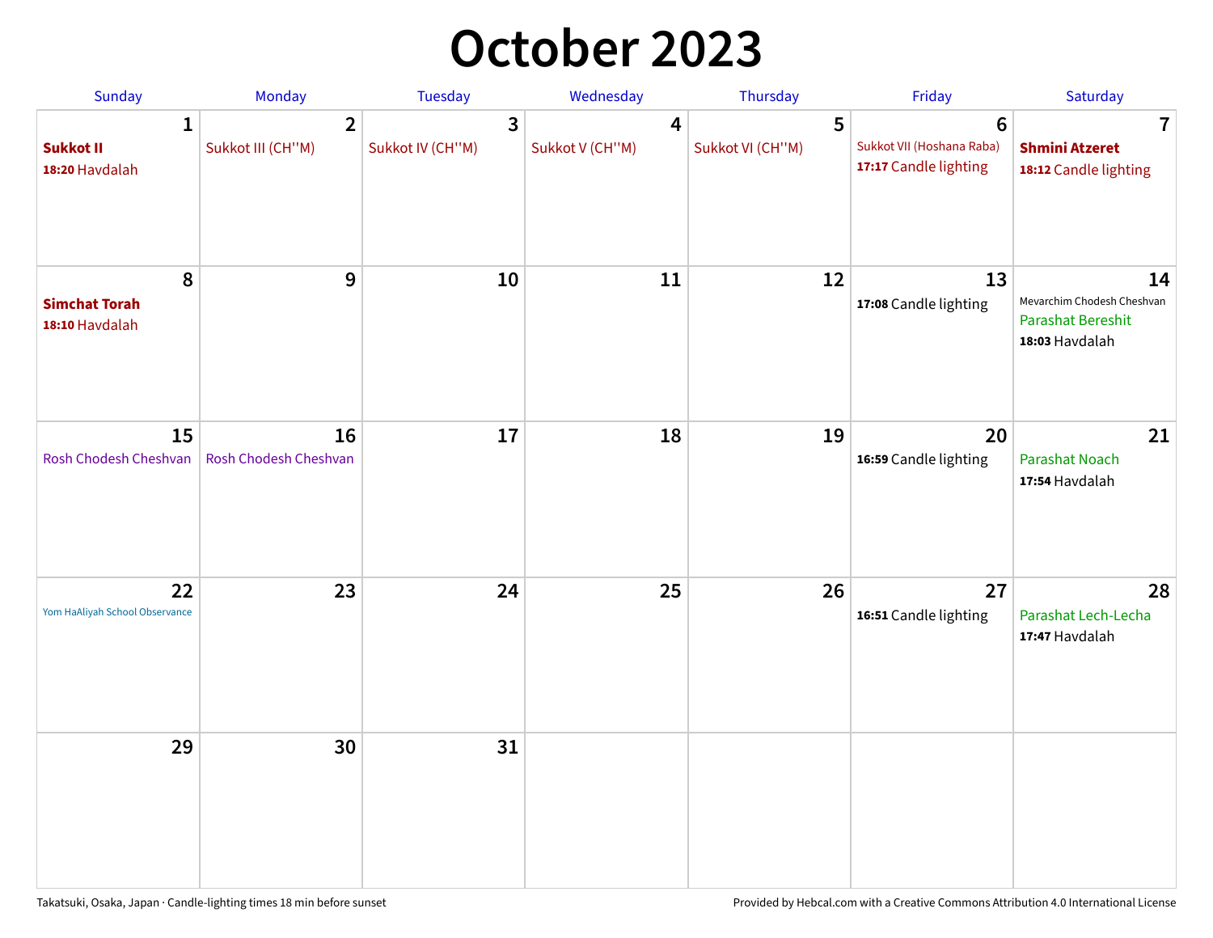# October 2023

| Sunday | Monday | Tuesday | Wednesday | Thursday | Friday | Saturday |
|---|---|---|---|---|---|---|
| **1**<br>**Sukkot II**<br>**18:20** Havdalah | **2**<br>Sukkot III (CH''M) | **3**<br>Sukkot IV (CH''M) | **4**<br>Sukkot V (CH''M) | **5**<br>Sukkot VI (CH''M) | **6**<br>Sukkot VII (Hoshana Raba)<br>**17:17** Candle lighting | **7**<br>**Shmini Atzeret**<br>**18:12** Candle lighting |
| **8**<br>**Simchat Torah**<br>**18:10** Havdalah | **9** | **10** | **11** | **12** | **13**<br>**17:08** Candle lighting | **14**<br>Mevarchim Chodesh Cheshvan<br>Parashat Bereshit<br>**18:03** Havdalah |
| **15**<br>Rosh Chodesh Cheshvan | **16**<br>Rosh Chodesh Cheshvan | **17** | **18** | **19** | **20**<br>**16:59** Candle lighting | **21**<br>Parashat Noach<br>**17:54** Havdalah |
| **22**<br>Yom HaAliyah School Observance | **23** | **24** | **25** | **26** | **27**<br>**16:51** Candle lighting | **28**<br>Parashat Lech-Lecha<br>**17:47** Havdalah |
| **29** | **30** | **31** | | | | |

Takatsuki, Osaka, Japan · Candle-lighting times 18 min before sunset

Provided by Hebcal.com with a Creative Commons Attribution 4.0 International License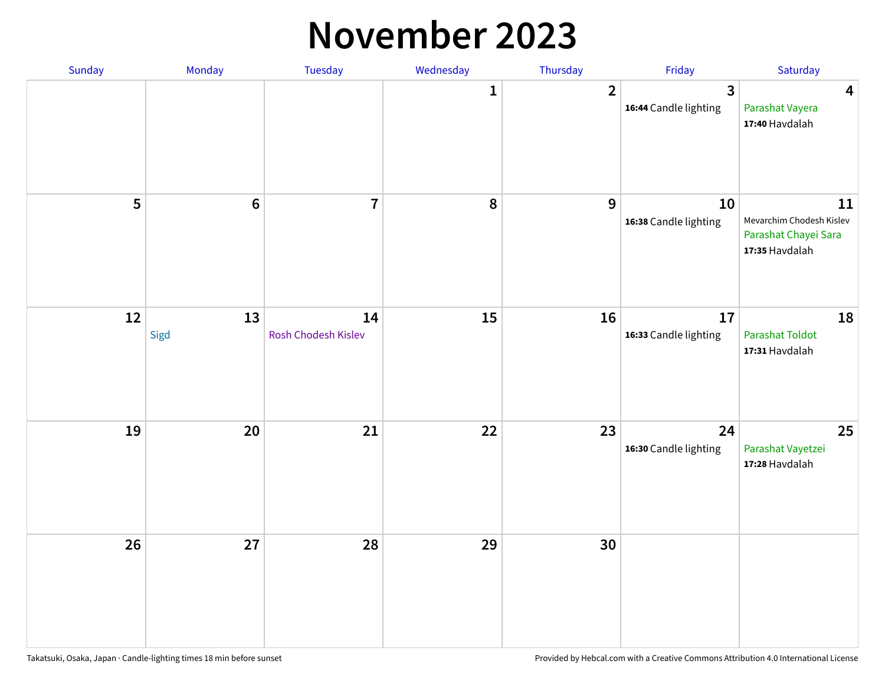# November 2023

| Sunday | Monday | Tuesday | Wednesday | Thursday | Friday | Saturday |
| --- | --- | --- | --- | --- | --- | --- |
| | | | 1 | 2 | 3<br>**16:44** Candle lighting | 4<br>Parashat Vayera<br>**17:40** Havdalah |
| 5 | 6 | 7 | 8 | 9 | 10<br>**16:38** Candle lighting | 11<br>Mevarchim Chodesh Kislev<br>Parashat Chayei Sara<br>**17:35** Havdalah |
| 12 | 13<br>Sigd | 14<br>Rosh Chodesh Kislev | 15 | 16 | 17<br>**16:33** Candle lighting | 18<br>Parashat Toldot<br>**17:31** Havdalah |
| 19 | 20 | 21 | 22 | 23 | 24<br>**16:30** Candle lighting | 25<br>Parashat Vayetzei<br>**17:28** Havdalah |
| 26 | 27 | 28 | 29 | 30 | | |

Takatsuki, Osaka, Japan · Candle-lighting times 18 min before sunset

Provided by Hebcal.com with a Creative Commons Attribution 4.0 International License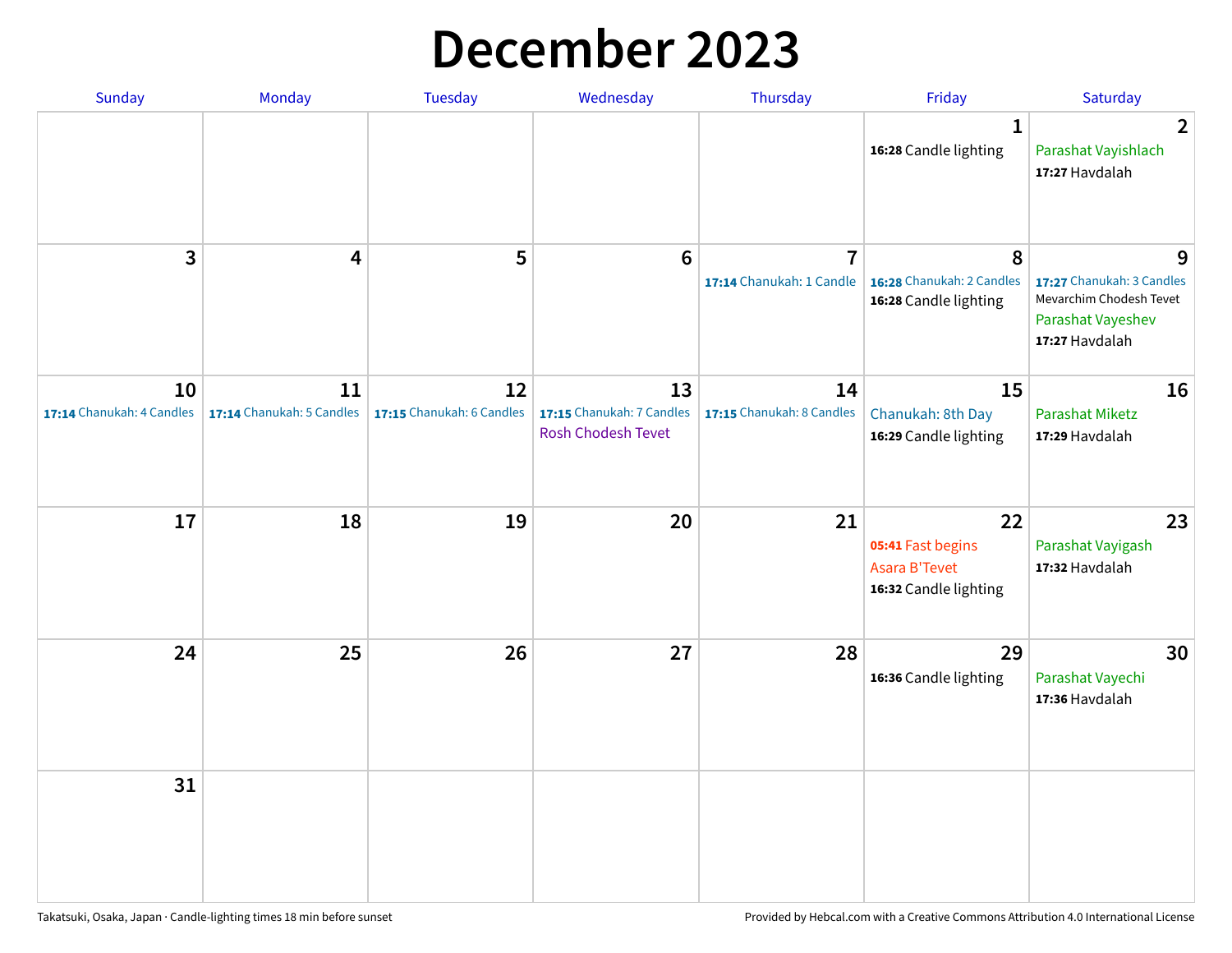# December 2023

| Sunday | Monday | Tuesday | Wednesday | Thursday | Friday | Saturday |
|---|---|---|---|---|---|---|
| | | | | | **1**<br>**16:28** Candle lighting | **2**<br>Parashat Vayishlach<br>**17:27** Havdalah |
| **3** | **4** | **5** | **6** | **7**<br>**17:14** Chanukah: 1 Candle | **8**<br>**16:28** Chanukah: 2 Candles<br>**16:28** Candle lighting | **9**<br>**17:27** Chanukah: 3 Candles<br>Mevarchim Chodesh Tevet<br>Parashat Vayeshev<br>**17:27** Havdalah |
| **10**<br>**17:14** Chanukah: 4 Candles | **11**<br>**17:14** Chanukah: 5 Candles | **12**<br>**17:15** Chanukah: 6 Candles | **13**<br>**17:15** Chanukah: 7 Candles<br>Rosh Chodesh Tevet | **14**<br>**17:15** Chanukah: 8 Candles | **15**<br>Chanukah: 8th Day<br>**16:29** Candle lighting | **16**<br>Parashat Miketz<br>**17:29** Havdalah |
| **17** | **18** | **19** | **20** | **21** | **22**<br>**05:41** Fast begins<br>Asara B'Tevet<br>**16:32** Candle lighting | **23**<br>Parashat Vayigash<br>**17:32** Havdalah |
| **24** | **25** | **26** | **27** | **28** | **29**<br>**16:36** Candle lighting | **30**<br>Parashat Vayechi<br>**17:36** Havdalah |
| **31** | | | | | | |

Takatsuki, Osaka, Japan · Candle-lighting times 18 min before sunset

Provided by Hebcal.com with a Creative Commons Attribution 4.0 International License